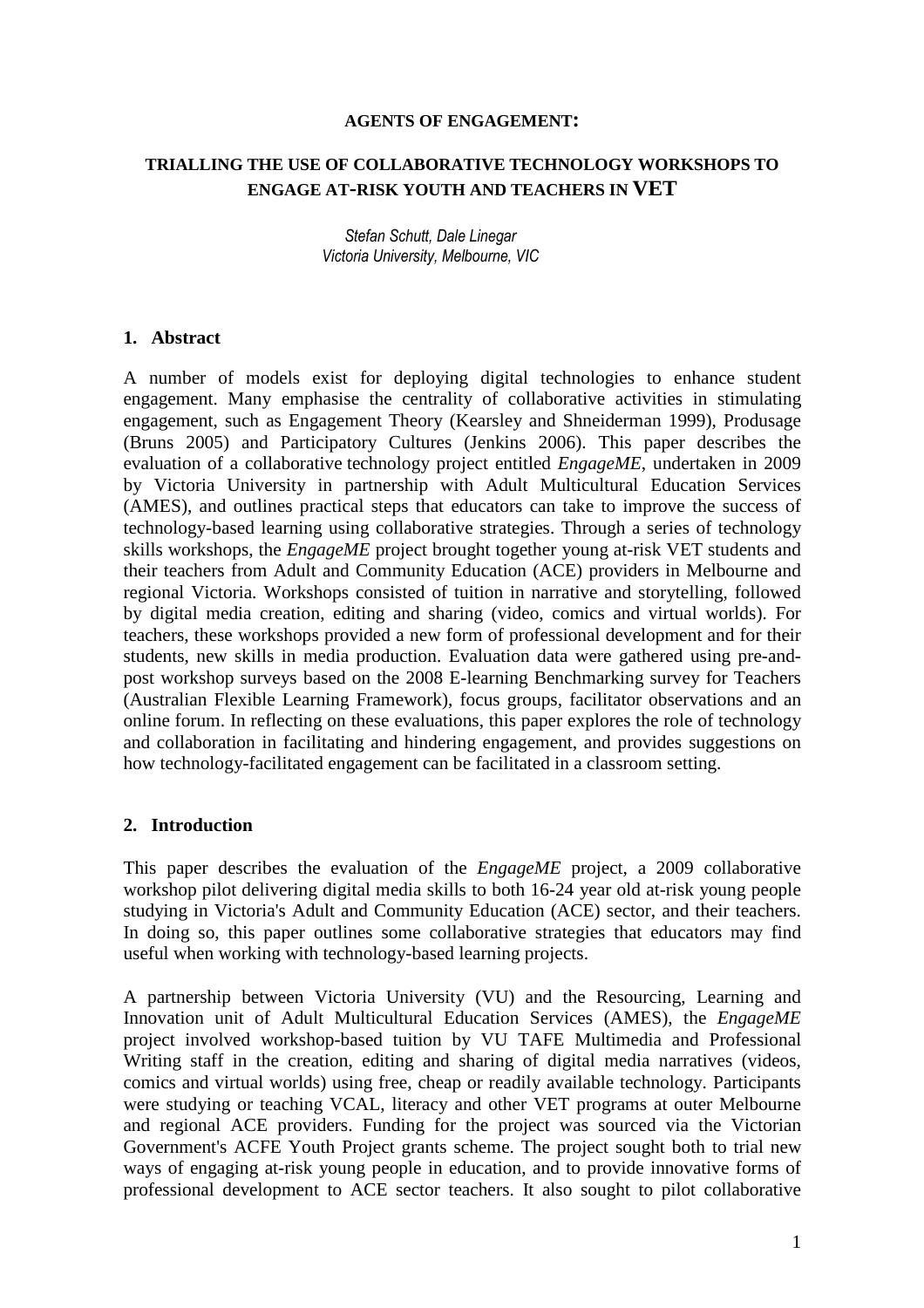**AGENTS OF ENGAGEMENT:**

**TRIALLING THE USE OF COLLABORATIVE TECHNOLOGY WORKSHOPS TO ENGAGE AT-RISK YOUTH AND TEACHERS IN VET**

*Stefan Schutt, Dale Linegar*
*Victoria University, Melbourne, VIC*

## 1. Abstract

A number of models exist for deploying digital technologies to enhance student engagement. Many emphasise the centrality of collaborative activities in stimulating engagement, such as Engagement Theory (Kearsley and Shneiderman 1999), Produsage (Bruns 2005) and Participatory Cultures (Jenkins 2006). This paper describes the evaluation of a collaborative technology project entitled *EngageME*, undertaken in 2009 by Victoria University in partnership with Adult Multicultural Education Services (AMES), and outlines practical steps that educators can take to improve the success of technology-based learning using collaborative strategies. Through a series of technology skills workshops, the *EngageME* project brought together young at-risk VET students and their teachers from Adult and Community Education (ACE) providers in Melbourne and regional Victoria. Workshops consisted of tuition in narrative and storytelling, followed by digital media creation, editing and sharing (video, comics and virtual worlds). For teachers, these workshops provided a new form of professional development and for their students, new skills in media production. Evaluation data were gathered using pre-and-post workshop surveys based on the 2008 E-learning Benchmarking survey for Teachers (Australian Flexible Learning Framework), focus groups, facilitator observations and an online forum. In reflecting on these evaluations, this paper explores the role of technology and collaboration in facilitating and hindering engagement, and provides suggestions on how technology-facilitated engagement can be facilitated in a classroom setting.

## 2. Introduction

This paper describes the evaluation of the *EngageME* project, a 2009 collaborative workshop pilot delivering digital media skills to both 16-24 year old at-risk young people studying in Victoria's Adult and Community Education (ACE) sector, and their teachers. In doing so, this paper outlines some collaborative strategies that educators may find useful when working with technology-based learning projects.

A partnership between Victoria University (VU) and the Resourcing, Learning and Innovation unit of Adult Multicultural Education Services (AMES), the *EngageME* project involved workshop-based tuition by VU TAFE Multimedia and Professional Writing staff in the creation, editing and sharing of digital media narratives (videos, comics and virtual worlds) using free, cheap or readily available technology. Participants were studying or teaching VCAL, literacy and other VET programs at outer Melbourne and regional ACE providers. Funding for the project was sourced via the Victorian Government's ACFE Youth Project grants scheme. The project sought both to trial new ways of engaging at-risk young people in education, and to provide innovative forms of professional development to ACE sector teachers. It also sought to pilot collaborative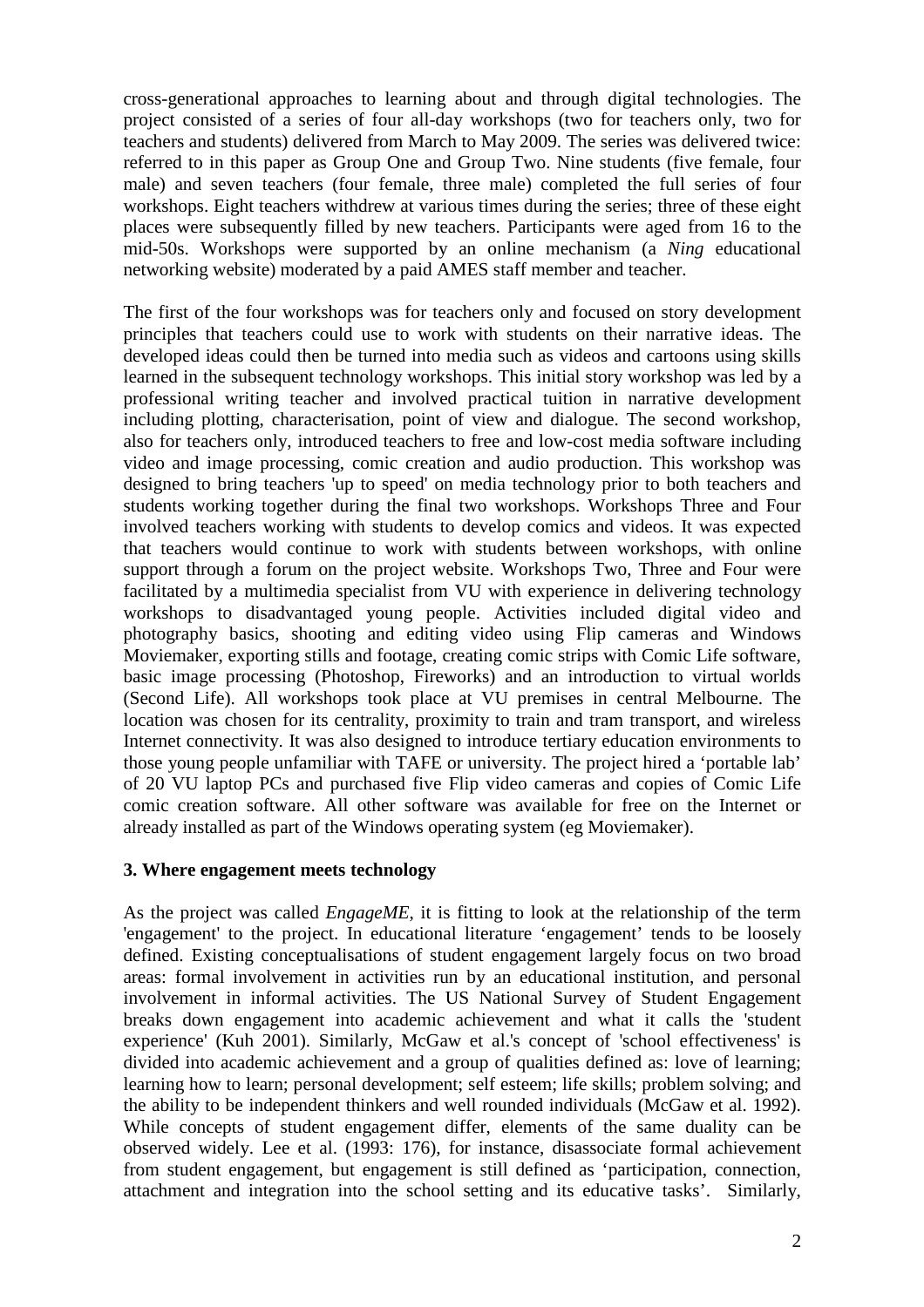cross-generational approaches to learning about and through digital technologies. The project consisted of a series of four all-day workshops (two for teachers only, two for teachers and students) delivered from March to May 2009. The series was delivered twice: referred to in this paper as Group One and Group Two. Nine students (five female, four male) and seven teachers (four female, three male) completed the full series of four workshops. Eight teachers withdrew at various times during the series; three of these eight places were subsequently filled by new teachers. Participants were aged from 16 to the mid-50s. Workshops were supported by an online mechanism (a *Ning* educational networking website) moderated by a paid AMES staff member and teacher.

The first of the four workshops was for teachers only and focused on story development principles that teachers could use to work with students on their narrative ideas. The developed ideas could then be turned into media such as videos and cartoons using skills learned in the subsequent technology workshops. This initial story workshop was led by a professional writing teacher and involved practical tuition in narrative development including plotting, characterisation, point of view and dialogue. The second workshop, also for teachers only, introduced teachers to free and low-cost media software including video and image processing, comic creation and audio production. This workshop was designed to bring teachers 'up to speed' on media technology prior to both teachers and students working together during the final two workshops. Workshops Three and Four involved teachers working with students to develop comics and videos. It was expected that teachers would continue to work with students between workshops, with online support through a forum on the project website. Workshops Two, Three and Four were facilitated by a multimedia specialist from VU with experience in delivering technology workshops to disadvantaged young people. Activities included digital video and photography basics, shooting and editing video using Flip cameras and Windows Moviemaker, exporting stills and footage, creating comic strips with Comic Life software, basic image processing (Photoshop, Fireworks) and an introduction to virtual worlds (Second Life). All workshops took place at VU premises in central Melbourne. The location was chosen for its centrality, proximity to train and tram transport, and wireless Internet connectivity. It was also designed to introduce tertiary education environments to those young people unfamiliar with TAFE or university. The project hired a 'portable lab' of 20 VU laptop PCs and purchased five Flip video cameras and copies of Comic Life comic creation software. All other software was available for free on the Internet or already installed as part of the Windows operating system (eg Moviemaker).

## 3. Where engagement meets technology

As the project was called *EngageME*, it is fitting to look at the relationship of the term 'engagement' to the project. In educational literature 'engagement' tends to be loosely defined. Existing conceptualisations of student engagement largely focus on two broad areas: formal involvement in activities run by an educational institution, and personal involvement in informal activities. The US National Survey of Student Engagement breaks down engagement into academic achievement and what it calls the 'student experience' (Kuh 2001). Similarly, McGaw et al.'s concept of 'school effectiveness' is divided into academic achievement and a group of qualities defined as: love of learning; learning how to learn; personal development; self esteem; life skills; problem solving; and the ability to be independent thinkers and well rounded individuals (McGaw et al. 1992). While concepts of student engagement differ, elements of the same duality can be observed widely. Lee et al. (1993: 176), for instance, disassociate formal achievement from student engagement, but engagement is still defined as 'participation, connection, attachment and integration into the school setting and its educative tasks'. Similarly,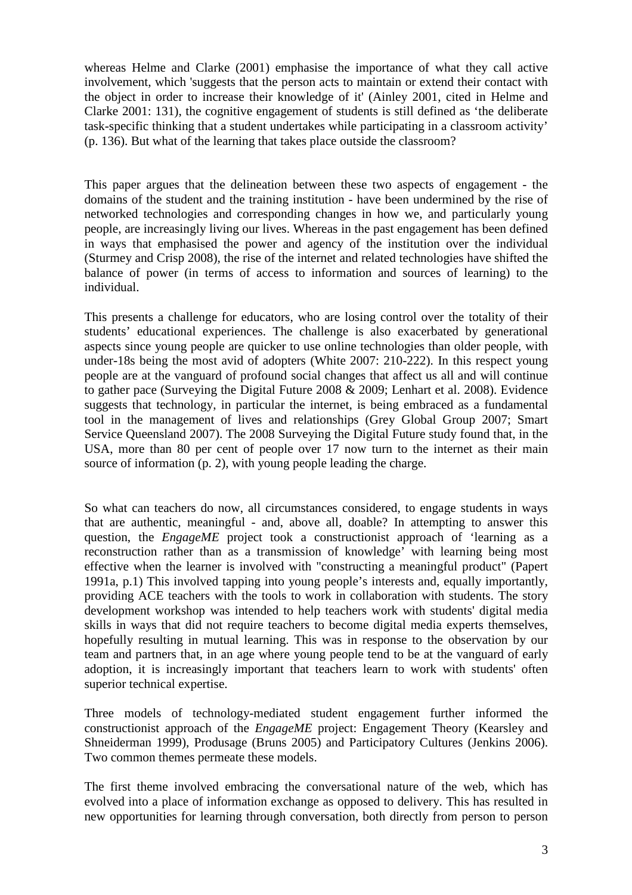whereas Helme and Clarke (2001) emphasise the importance of what they call active involvement, which 'suggests that the person acts to maintain or extend their contact with the object in order to increase their knowledge of it' (Ainley 2001, cited in Helme and Clarke 2001: 131), the cognitive engagement of students is still defined as 'the deliberate task-specific thinking that a student undertakes while participating in a classroom activity' (p. 136). But what of the learning that takes place outside the classroom?

This paper argues that the delineation between these two aspects of engagement - the domains of the student and the training institution - have been undermined by the rise of networked technologies and corresponding changes in how we, and particularly young people, are increasingly living our lives. Whereas in the past engagement has been defined in ways that emphasised the power and agency of the institution over the individual (Sturmey and Crisp 2008), the rise of the internet and related technologies have shifted the balance of power (in terms of access to information and sources of learning) to the individual.

This presents a challenge for educators, who are losing control over the totality of their students' educational experiences. The challenge is also exacerbated by generational aspects since young people are quicker to use online technologies than older people, with under-18s being the most avid of adopters (White 2007: 210-222). In this respect young people are at the vanguard of profound social changes that affect us all and will continue to gather pace (Surveying the Digital Future 2008 & 2009; Lenhart et al. 2008). Evidence suggests that technology, in particular the internet, is being embraced as a fundamental tool in the management of lives and relationships (Grey Global Group 2007; Smart Service Queensland 2007). The 2008 Surveying the Digital Future study found that, in the USA, more than 80 per cent of people over 17 now turn to the internet as their main source of information (p. 2), with young people leading the charge.

So what can teachers do now, all circumstances considered, to engage students in ways that are authentic, meaningful - and, above all, doable? In attempting to answer this question, the *EngageME* project took a constructionist approach of 'learning as a reconstruction rather than as a transmission of knowledge' with learning being most effective when the learner is involved with "constructing a meaningful product" (Papert 1991a, p.1) This involved tapping into young people's interests and, equally importantly, providing ACE teachers with the tools to work in collaboration with students. The story development workshop was intended to help teachers work with students' digital media skills in ways that did not require teachers to become digital media experts themselves, hopefully resulting in mutual learning. This was in response to the observation by our team and partners that, in an age where young people tend to be at the vanguard of early adoption, it is increasingly important that teachers learn to work with students' often superior technical expertise.

Three models of technology-mediated student engagement further informed the constructionist approach of the *EngageME* project: Engagement Theory (Kearsley and Shneiderman 1999), Produsage (Bruns 2005) and Participatory Cultures (Jenkins 2006). Two common themes permeate these models.

The first theme involved embracing the conversational nature of the web, which has evolved into a place of information exchange as opposed to delivery. This has resulted in new opportunities for learning through conversation, both directly from person to person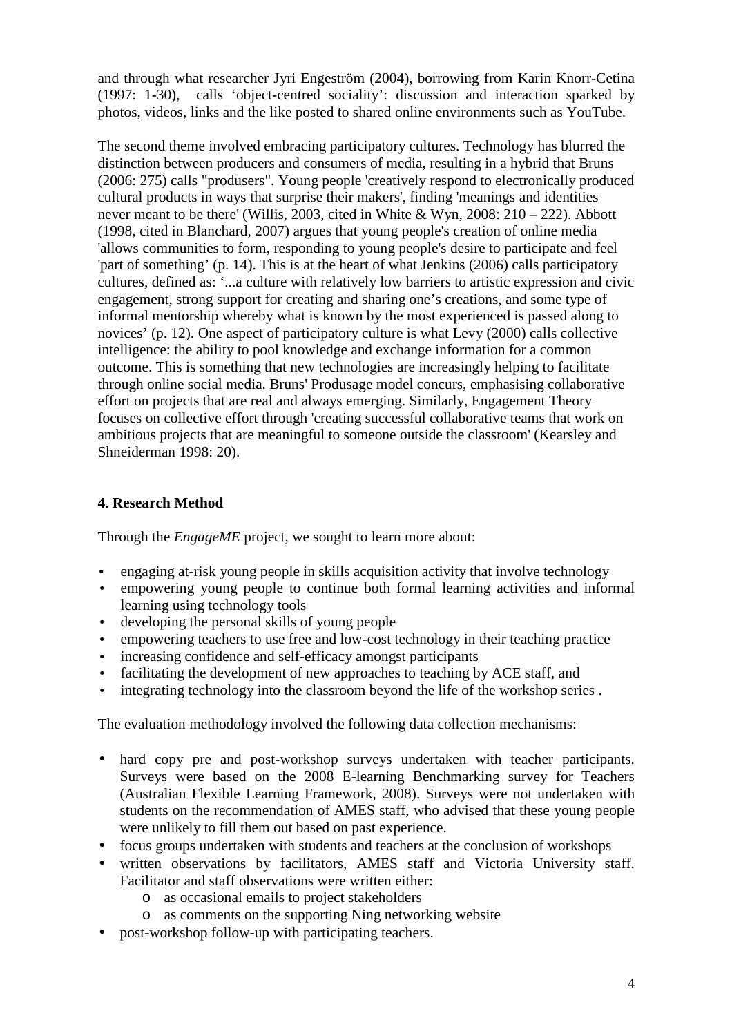and through what researcher Jyri Engeström (2004), borrowing from Karin Knorr-Cetina (1997: 1-30), calls 'object-centred sociality': discussion and interaction sparked by photos, videos, links and the like posted to shared online environments such as YouTube.

The second theme involved embracing participatory cultures. Technology has blurred the distinction between producers and consumers of media, resulting in a hybrid that Bruns (2006: 275) calls "produsers". Young people 'creatively respond to electronically produced cultural products in ways that surprise their makers', finding 'meanings and identities never meant to be there' (Willis, 2003, cited in White & Wyn, 2008: 210 – 222). Abbott (1998, cited in Blanchard, 2007) argues that young people's creation of online media 'allows communities to form, responding to young people's desire to participate and feel 'part of something' (p. 14). This is at the heart of what Jenkins (2006) calls participatory cultures, defined as: '...a culture with relatively low barriers to artistic expression and civic engagement, strong support for creating and sharing one's creations, and some type of informal mentorship whereby what is known by the most experienced is passed along to novices' (p. 12). One aspect of participatory culture is what Levy (2000) calls collective intelligence: the ability to pool knowledge and exchange information for a common outcome. This is something that new technologies are increasingly helping to facilitate through online social media. Bruns' Produsage model concurs, emphasising collaborative effort on projects that are real and always emerging. Similarly, Engagement Theory focuses on collective effort through 'creating successful collaborative teams that work on ambitious projects that are meaningful to someone outside the classroom' (Kearsley and Shneiderman 1998: 20).

## 4. Research Method

Through the *EngageME* project, we sought to learn more about:

- engaging at-risk young people in skills acquisition activity that involve technology
- empowering young people to continue both formal learning activities and informal learning using technology tools
- developing the personal skills of young people
- empowering teachers to use free and low-cost technology in their teaching practice
- increasing confidence and self-efficacy amongst participants
- facilitating the development of new approaches to teaching by ACE staff, and
- integrating technology into the classroom beyond the life of the workshop series .

The evaluation methodology involved the following data collection mechanisms:

- hard copy pre and post-workshop surveys undertaken with teacher participants. Surveys were based on the 2008 E-learning Benchmarking survey for Teachers (Australian Flexible Learning Framework, 2008). Surveys were not undertaken with students on the recommendation of AMES staff, who advised that these young people were unlikely to fill them out based on past experience.
- focus groups undertaken with students and teachers at the conclusion of workshops
- written observations by facilitators, AMES staff and Victoria University staff. Facilitator and staff observations were written either:
    - as occasional emails to project stakeholders
    - as comments on the supporting Ning networking website
- post-workshop follow-up with participating teachers.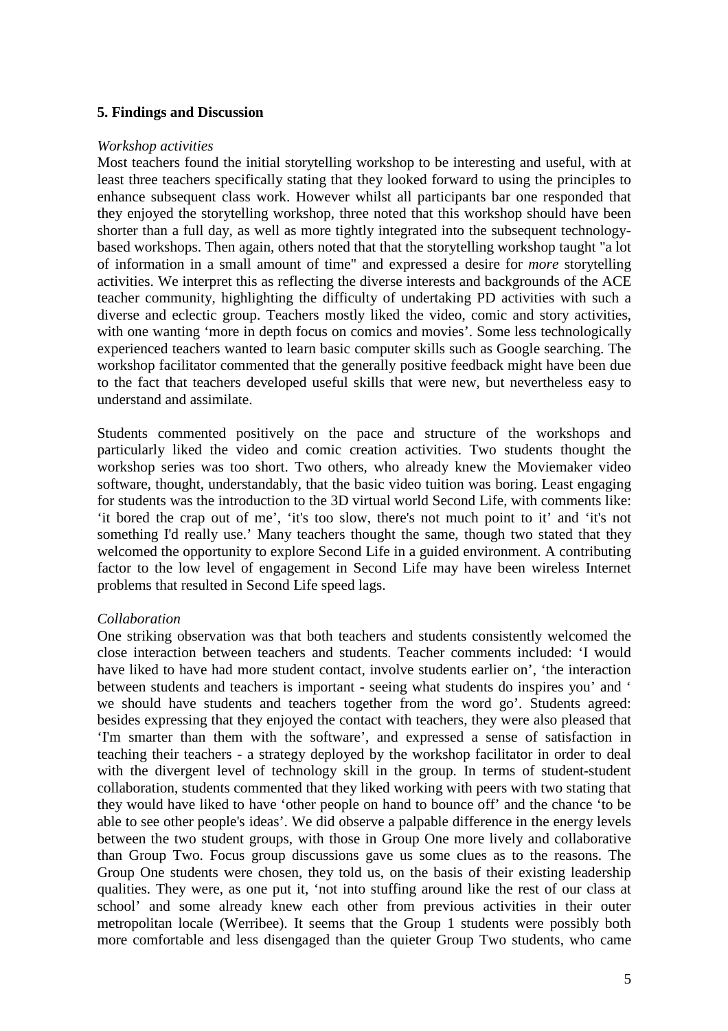**5. Findings and Discussion**

*Workshop activities*

Most teachers found the initial storytelling workshop to be interesting and useful, with at least three teachers specifically stating that they looked forward to using the principles to enhance subsequent class work. However whilst all participants bar one responded that they enjoyed the storytelling workshop, three noted that this workshop should have been shorter than a full day, as well as more tightly integrated into the subsequent technology-based workshops. Then again, others noted that that the storytelling workshop taught "a lot of information in a small amount of time" and expressed a desire for *more* storytelling activities. We interpret this as reflecting the diverse interests and backgrounds of the ACE teacher community, highlighting the difficulty of undertaking PD activities with such a diverse and eclectic group. Teachers mostly liked the video, comic and story activities, with one wanting 'more in depth focus on comics and movies'. Some less technologically experienced teachers wanted to learn basic computer skills such as Google searching. The workshop facilitator commented that the generally positive feedback might have been due to the fact that teachers developed useful skills that were new, but nevertheless easy to understand and assimilate.

Students commented positively on the pace and structure of the workshops and particularly liked the video and comic creation activities. Two students thought the workshop series was too short. Two others, who already knew the Moviemaker video software, thought, understandably, that the basic video tuition was boring. Least engaging for students was the introduction to the 3D virtual world Second Life, with comments like: 'it bored the crap out of me', 'it's too slow, there's not much point to it' and 'it's not something I'd really use.' Many teachers thought the same, though two stated that they welcomed the opportunity to explore Second Life in a guided environment. A contributing factor to the low level of engagement in Second Life may have been wireless Internet problems that resulted in Second Life speed lags.

*Collaboration*

One striking observation was that both teachers and students consistently welcomed the close interaction between teachers and students. Teacher comments included: 'I would have liked to have had more student contact, involve students earlier on', 'the interaction between students and teachers is important - seeing what students do inspires you' and ' we should have students and teachers together from the word go'. Students agreed: besides expressing that they enjoyed the contact with teachers, they were also pleased that 'I'm smarter than them with the software', and expressed a sense of satisfaction in teaching their teachers - a strategy deployed by the workshop facilitator in order to deal with the divergent level of technology skill in the group. In terms of student-student collaboration, students commented that they liked working with peers with two stating that they would have liked to have 'other people on hand to bounce off' and the chance 'to be able to see other people's ideas'. We did observe a palpable difference in the energy levels between the two student groups, with those in Group One more lively and collaborative than Group Two. Focus group discussions gave us some clues as to the reasons. The Group One students were chosen, they told us, on the basis of their existing leadership qualities. They were, as one put it, 'not into stuffing around like the rest of our class at school' and some already knew each other from previous activities in their outer metropolitan locale (Werribee). It seems that the Group 1 students were possibly both more comfortable and less disengaged than the quieter Group Two students, who came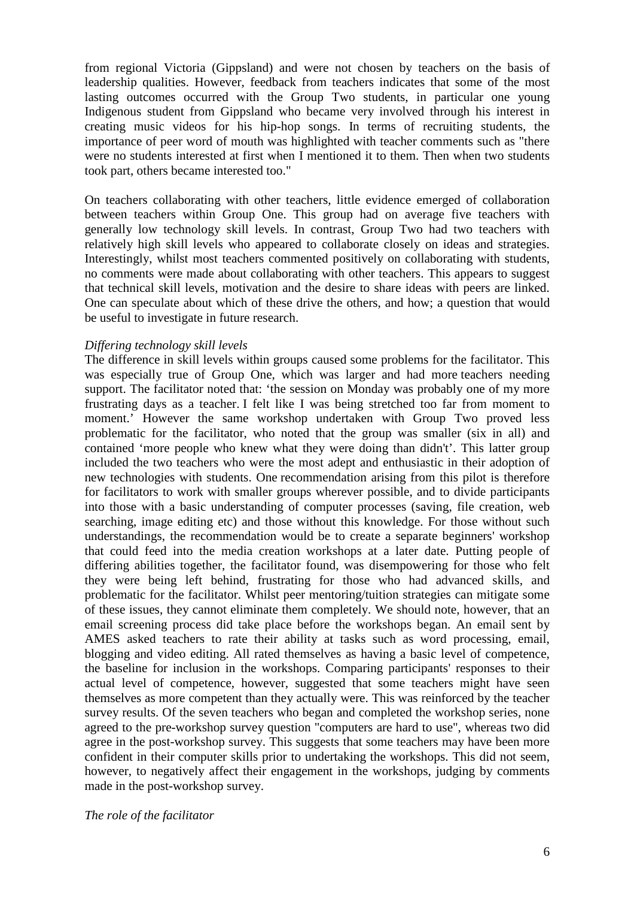from regional Victoria (Gippsland) and were not chosen by teachers on the basis of leadership qualities. However, feedback from teachers indicates that some of the most lasting outcomes occurred with the Group Two students, in particular one young Indigenous student from Gippsland who became very involved through his interest in creating music videos for his hip-hop songs. In terms of recruiting students, the importance of peer word of mouth was highlighted with teacher comments such as "there were no students interested at first when I mentioned it to them. Then when two students took part, others became interested too."

On teachers collaborating with other teachers, little evidence emerged of collaboration between teachers within Group One. This group had on average five teachers with generally low technology skill levels. In contrast, Group Two had two teachers with relatively high skill levels who appeared to collaborate closely on ideas and strategies. Interestingly, whilst most teachers commented positively on collaborating with students, no comments were made about collaborating with other teachers. This appears to suggest that technical skill levels, motivation and the desire to share ideas with peers are linked. One can speculate about which of these drive the others, and how; a question that would be useful to investigate in future research.

*Differing technology skill levels*

The difference in skill levels within groups caused some problems for the facilitator. This was especially true of Group One, which was larger and had more teachers needing support. The facilitator noted that: 'the session on Monday was probably one of my more frustrating days as a teacher. I felt like I was being stretched too far from moment to moment.' However the same workshop undertaken with Group Two proved less problematic for the facilitator, who noted that the group was smaller (six in all) and contained 'more people who knew what they were doing than didn't'. This latter group included the two teachers who were the most adept and enthusiastic in their adoption of new technologies with students. One recommendation arising from this pilot is therefore for facilitators to work with smaller groups wherever possible, and to divide participants into those with a basic understanding of computer processes (saving, file creation, web searching, image editing etc) and those without this knowledge. For those without such understandings, the recommendation would be to create a separate beginners' workshop that could feed into the media creation workshops at a later date. Putting people of differing abilities together, the facilitator found, was disempowering for those who felt they were being left behind, frustrating for those who had advanced skills, and problematic for the facilitator. Whilst peer mentoring/tuition strategies can mitigate some of these issues, they cannot eliminate them completely. We should note, however, that an email screening process did take place before the workshops began. An email sent by AMES asked teachers to rate their ability at tasks such as word processing, email, blogging and video editing. All rated themselves as having a basic level of competence, the baseline for inclusion in the workshops. Comparing participants' responses to their actual level of competence, however, suggested that some teachers might have seen themselves as more competent than they actually were. This was reinforced by the teacher survey results. Of the seven teachers who began and completed the workshop series, none agreed to the pre-workshop survey question "computers are hard to use", whereas two did agree in the post-workshop survey. This suggests that some teachers may have been more confident in their computer skills prior to undertaking the workshops. This did not seem, however, to negatively affect their engagement in the workshops, judging by comments made in the post-workshop survey.

*The role of the facilitator*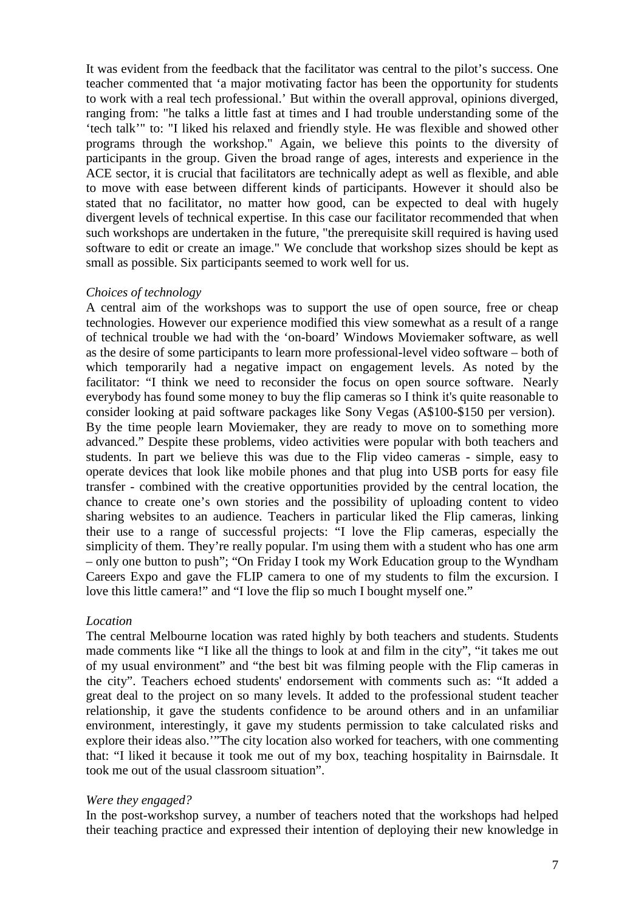It was evident from the feedback that the facilitator was central to the pilot's success. One teacher commented that 'a major motivating factor has been the opportunity for students to work with a real tech professional.' But within the overall approval, opinions diverged, ranging from: "he talks a little fast at times and I had trouble understanding some of the 'tech talk'" to: "I liked his relaxed and friendly style. He was flexible and showed other programs through the workshop." Again, we believe this points to the diversity of participants in the group. Given the broad range of ages, interests and experience in the ACE sector, it is crucial that facilitators are technically adept as well as flexible, and able to move with ease between different kinds of participants. However it should also be stated that no facilitator, no matter how good, can be expected to deal with hugely divergent levels of technical expertise. In this case our facilitator recommended that when such workshops are undertaken in the future, "the prerequisite skill required is having used software to edit or create an image." We conclude that workshop sizes should be kept as small as possible. Six participants seemed to work well for us.

*Choices of technology*

A central aim of the workshops was to support the use of open source, free or cheap technologies. However our experience modified this view somewhat as a result of a range of technical trouble we had with the 'on-board' Windows Moviemaker software, as well as the desire of some participants to learn more professional-level video software – both of which temporarily had a negative impact on engagement levels. As noted by the facilitator: "I think we need to reconsider the focus on open source software. Nearly everybody has found some money to buy the flip cameras so I think it's quite reasonable to consider looking at paid software packages like Sony Vegas (A$100-$150 per version). By the time people learn Moviemaker, they are ready to move on to something more advanced." Despite these problems, video activities were popular with both teachers and students. In part we believe this was due to the Flip video cameras - simple, easy to operate devices that look like mobile phones and that plug into USB ports for easy file transfer - combined with the creative opportunities provided by the central location, the chance to create one's own stories and the possibility of uploading content to video sharing websites to an audience. Teachers in particular liked the Flip cameras, linking their use to a range of successful projects: "I love the Flip cameras, especially the simplicity of them. They're really popular. I'm using them with a student who has one arm – only one button to push"; "On Friday I took my Work Education group to the Wyndham Careers Expo and gave the FLIP camera to one of my students to film the excursion. I love this little camera!" and "I love the flip so much I bought myself one."

*Location*

The central Melbourne location was rated highly by both teachers and students. Students made comments like "I like all the things to look at and film in the city", "it takes me out of my usual environment" and "the best bit was filming people with the Flip cameras in the city". Teachers echoed students' endorsement with comments such as: "It added a great deal to the project on so many levels. It added to the professional student teacher relationship, it gave the students confidence to be around others and in an unfamiliar environment, interestingly, it gave my students permission to take calculated risks and explore their ideas also.'"The city location also worked for teachers, with one commenting that: "I liked it because it took me out of my box, teaching hospitality in Bairnsdale. It took me out of the usual classroom situation".

*Were they engaged?*

In the post-workshop survey, a number of teachers noted that the workshops had helped their teaching practice and expressed their intention of deploying their new knowledge in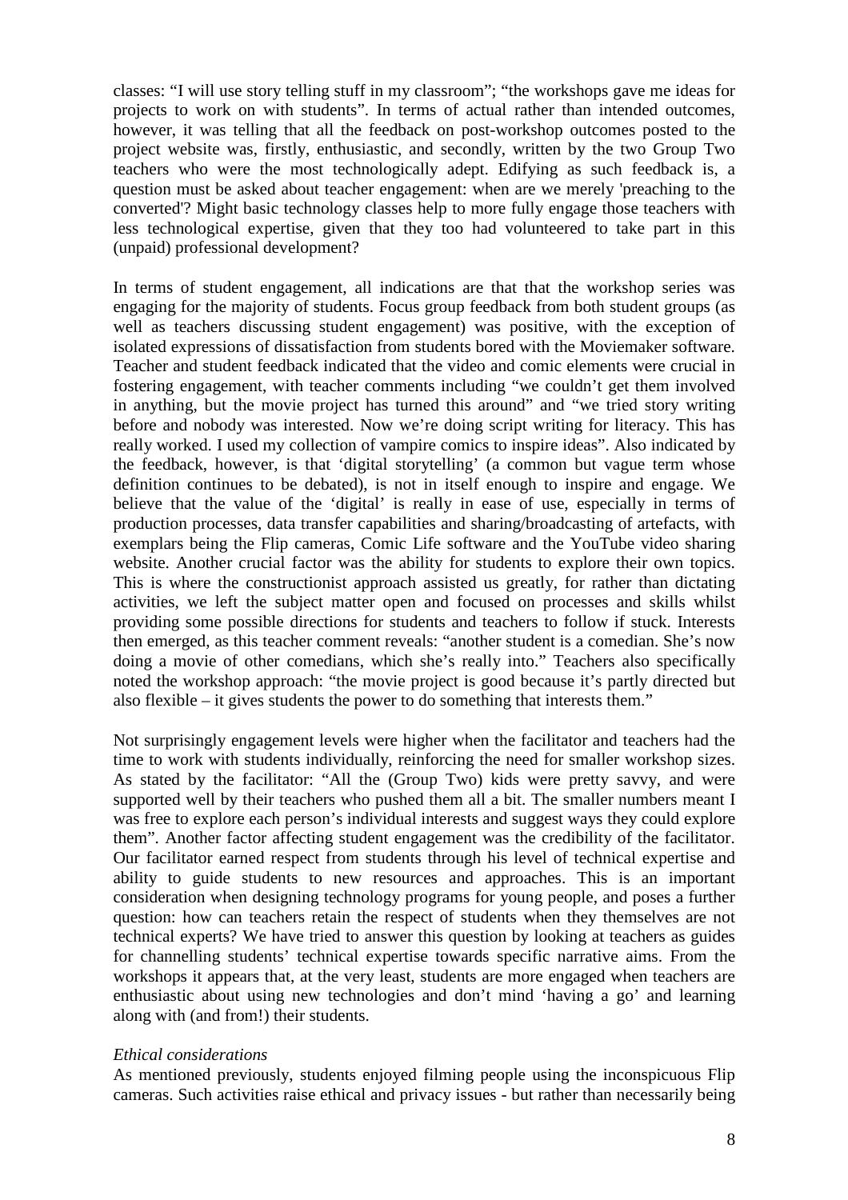classes: "I will use story telling stuff in my classroom"; "the workshops gave me ideas for projects to work on with students". In terms of actual rather than intended outcomes, however, it was telling that all the feedback on post-workshop outcomes posted to the project website was, firstly, enthusiastic, and secondly, written by the two Group Two teachers who were the most technologically adept. Edifying as such feedback is, a question must be asked about teacher engagement: when are we merely 'preaching to the converted'? Might basic technology classes help to more fully engage those teachers with less technological expertise, given that they too had volunteered to take part in this (unpaid) professional development?

In terms of student engagement, all indications are that that the workshop series was engaging for the majority of students. Focus group feedback from both student groups (as well as teachers discussing student engagement) was positive, with the exception of isolated expressions of dissatisfaction from students bored with the Moviemaker software. Teacher and student feedback indicated that the video and comic elements were crucial in fostering engagement, with teacher comments including "we couldn't get them involved in anything, but the movie project has turned this around" and "we tried story writing before and nobody was interested. Now we're doing script writing for literacy. This has really worked. I used my collection of vampire comics to inspire ideas". Also indicated by the feedback, however, is that 'digital storytelling' (a common but vague term whose definition continues to be debated), is not in itself enough to inspire and engage. We believe that the value of the 'digital' is really in ease of use, especially in terms of production processes, data transfer capabilities and sharing/broadcasting of artefacts, with exemplars being the Flip cameras, Comic Life software and the YouTube video sharing website. Another crucial factor was the ability for students to explore their own topics. This is where the constructionist approach assisted us greatly, for rather than dictating activities, we left the subject matter open and focused on processes and skills whilst providing some possible directions for students and teachers to follow if stuck. Interests then emerged, as this teacher comment reveals: "another student is a comedian. She's now doing a movie of other comedians, which she's really into." Teachers also specifically noted the workshop approach: "the movie project is good because it's partly directed but also flexible – it gives students the power to do something that interests them."

Not surprisingly engagement levels were higher when the facilitator and teachers had the time to work with students individually, reinforcing the need for smaller workshop sizes. As stated by the facilitator: "All the (Group Two) kids were pretty savvy, and were supported well by their teachers who pushed them all a bit. The smaller numbers meant I was free to explore each person's individual interests and suggest ways they could explore them". Another factor affecting student engagement was the credibility of the facilitator. Our facilitator earned respect from students through his level of technical expertise and ability to guide students to new resources and approaches. This is an important consideration when designing technology programs for young people, and poses a further question: how can teachers retain the respect of students when they themselves are not technical experts? We have tried to answer this question by looking at teachers as guides for channelling students' technical expertise towards specific narrative aims. From the workshops it appears that, at the very least, students are more engaged when teachers are enthusiastic about using new technologies and don't mind 'having a go' and learning along with (and from!) their students.

*Ethical considerations*

As mentioned previously, students enjoyed filming people using the inconspicuous Flip cameras. Such activities raise ethical and privacy issues - but rather than necessarily being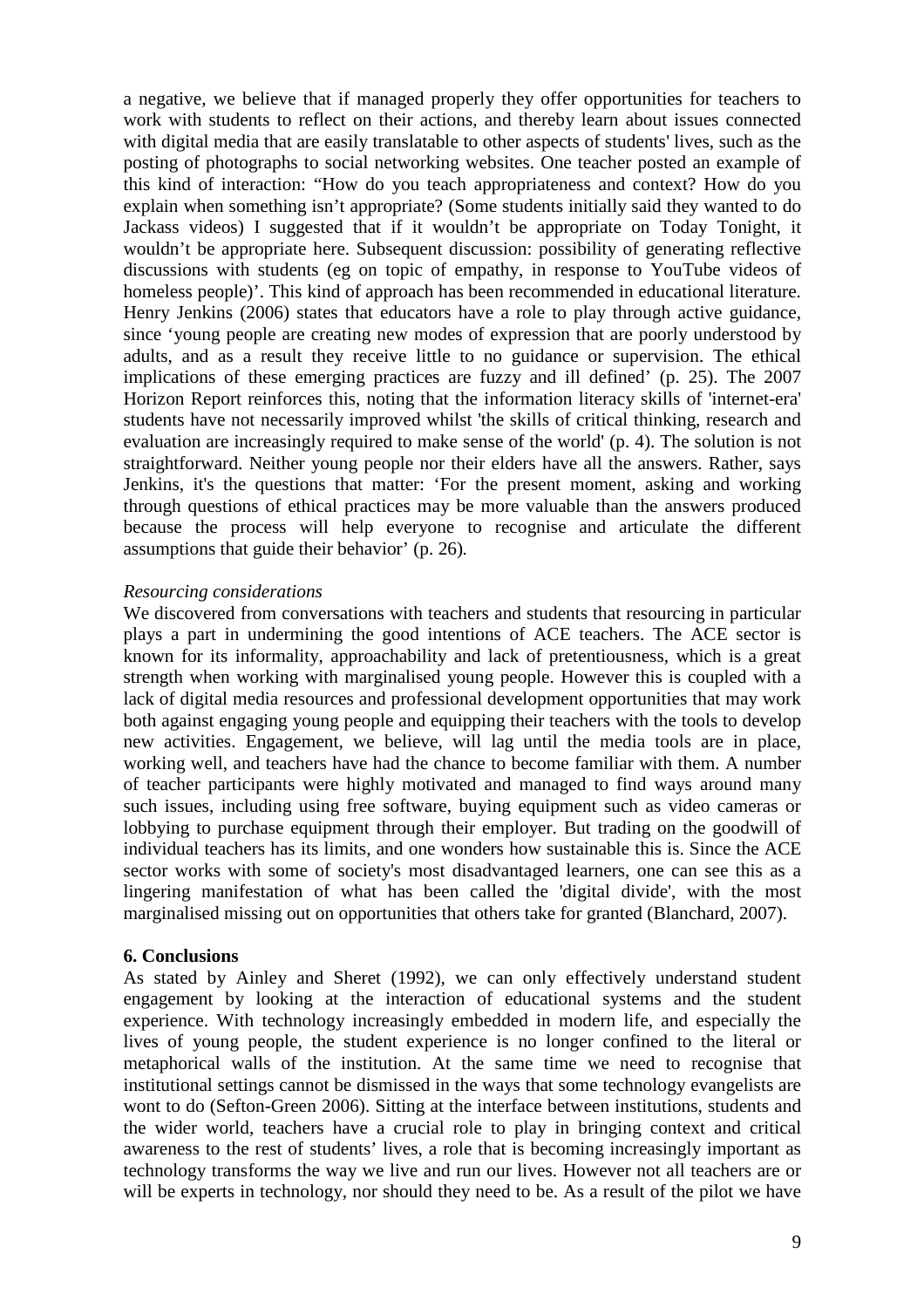a negative, we believe that if managed properly they offer opportunities for teachers to work with students to reflect on their actions, and thereby learn about issues connected with digital media that are easily translatable to other aspects of students' lives, such as the posting of photographs to social networking websites. One teacher posted an example of this kind of interaction: "How do you teach appropriateness and context? How do you explain when something isn't appropriate? (Some students initially said they wanted to do Jackass videos) I suggested that if it wouldn't be appropriate on Today Tonight, it wouldn't be appropriate here. Subsequent discussion: possibility of generating reflective discussions with students (eg on topic of empathy, in response to YouTube videos of homeless people)'. This kind of approach has been recommended in educational literature. Henry Jenkins (2006) states that educators have a role to play through active guidance, since 'young people are creating new modes of expression that are poorly understood by adults, and as a result they receive little to no guidance or supervision. The ethical implications of these emerging practices are fuzzy and ill defined' (p. 25). The 2007 Horizon Report reinforces this, noting that the information literacy skills of 'internet-era' students have not necessarily improved whilst 'the skills of critical thinking, research and evaluation are increasingly required to make sense of the world' (p. 4). The solution is not straightforward. Neither young people nor their elders have all the answers. Rather, says Jenkins, it's the questions that matter: 'For the present moment, asking and working through questions of ethical practices may be more valuable than the answers produced because the process will help everyone to recognise and articulate the different assumptions that guide their behavior' (p. 26).

*Resourcing considerations*

We discovered from conversations with teachers and students that resourcing in particular plays a part in undermining the good intentions of ACE teachers. The ACE sector is known for its informality, approachability and lack of pretentiousness, which is a great strength when working with marginalised young people. However this is coupled with a lack of digital media resources and professional development opportunities that may work both against engaging young people and equipping their teachers with the tools to develop new activities. Engagement, we believe, will lag until the media tools are in place, working well, and teachers have had the chance to become familiar with them. A number of teacher participants were highly motivated and managed to find ways around many such issues, including using free software, buying equipment such as video cameras or lobbying to purchase equipment through their employer. But trading on the goodwill of individual teachers has its limits, and one wonders how sustainable this is. Since the ACE sector works with some of society's most disadvantaged learners, one can see this as a lingering manifestation of what has been called the 'digital divide', with the most marginalised missing out on opportunities that others take for granted (Blanchard, 2007).

## 6. Conclusions

As stated by Ainley and Sheret (1992), we can only effectively understand student engagement by looking at the interaction of educational systems and the student experience. With technology increasingly embedded in modern life, and especially the lives of young people, the student experience is no longer confined to the literal or metaphorical walls of the institution. At the same time we need to recognise that institutional settings cannot be dismissed in the ways that some technology evangelists are wont to do (Sefton-Green 2006). Sitting at the interface between institutions, students and the wider world, teachers have a crucial role to play in bringing context and critical awareness to the rest of students' lives, a role that is becoming increasingly important as technology transforms the way we live and run our lives. However not all teachers are or will be experts in technology, nor should they need to be. As a result of the pilot we have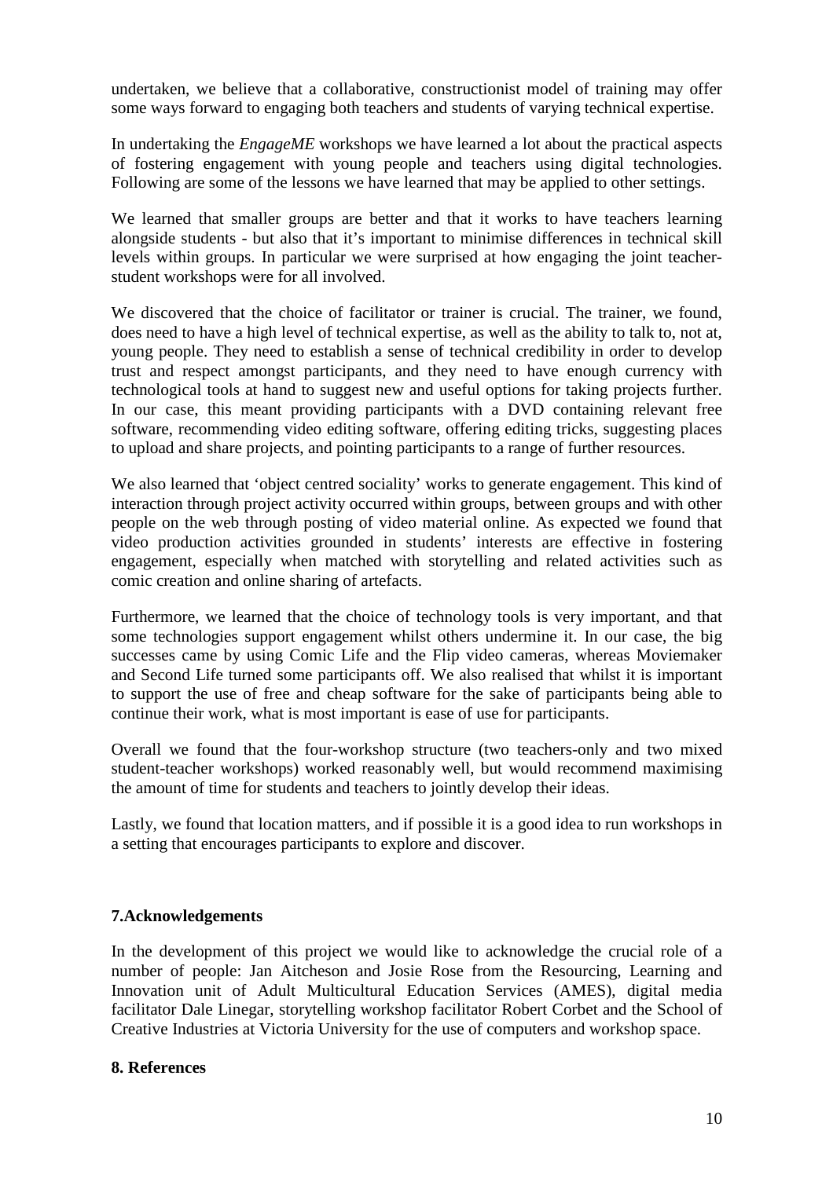undertaken, we believe that a collaborative, constructionist model of training may offer some ways forward to engaging both teachers and students of varying technical expertise.

In undertaking the *EngageME* workshops we have learned a lot about the practical aspects of fostering engagement with young people and teachers using digital technologies. Following are some of the lessons we have learned that may be applied to other settings.

We learned that smaller groups are better and that it works to have teachers learning alongside students - but also that it's important to minimise differences in technical skill levels within groups. In particular we were surprised at how engaging the joint teacher-student workshops were for all involved.

We discovered that the choice of facilitator or trainer is crucial. The trainer, we found, does need to have a high level of technical expertise, as well as the ability to talk to, not at, young people. They need to establish a sense of technical credibility in order to develop trust and respect amongst participants, and they need to have enough currency with technological tools at hand to suggest new and useful options for taking projects further. In our case, this meant providing participants with a DVD containing relevant free software, recommending video editing software, offering editing tricks, suggesting places to upload and share projects, and pointing participants to a range of further resources.

We also learned that 'object centred sociality' works to generate engagement. This kind of interaction through project activity occurred within groups, between groups and with other people on the web through posting of video material online. As expected we found that video production activities grounded in students' interests are effective in fostering engagement, especially when matched with storytelling and related activities such as comic creation and online sharing of artefacts.

Furthermore, we learned that the choice of technology tools is very important, and that some technologies support engagement whilst others undermine it. In our case, the big successes came by using Comic Life and the Flip video cameras, whereas Moviemaker and Second Life turned some participants off. We also realised that whilst it is important to support the use of free and cheap software for the sake of participants being able to continue their work, what is most important is ease of use for participants.

Overall we found that the four-workshop structure (two teachers-only and two mixed student-teacher workshops) worked reasonably well, but would recommend maximising the amount of time for students and teachers to jointly develop their ideas.

Lastly, we found that location matters, and if possible it is a good idea to run workshops in a setting that encourages participants to explore and discover.

## 7.Acknowledgements

In the development of this project we would like to acknowledge the crucial role of a number of people: Jan Aitcheson and Josie Rose from the Resourcing, Learning and Innovation unit of Adult Multicultural Education Services (AMES), digital media facilitator Dale Linegar, storytelling workshop facilitator Robert Corbet and the School of Creative Industries at Victoria University for the use of computers and workshop space.

## 8. References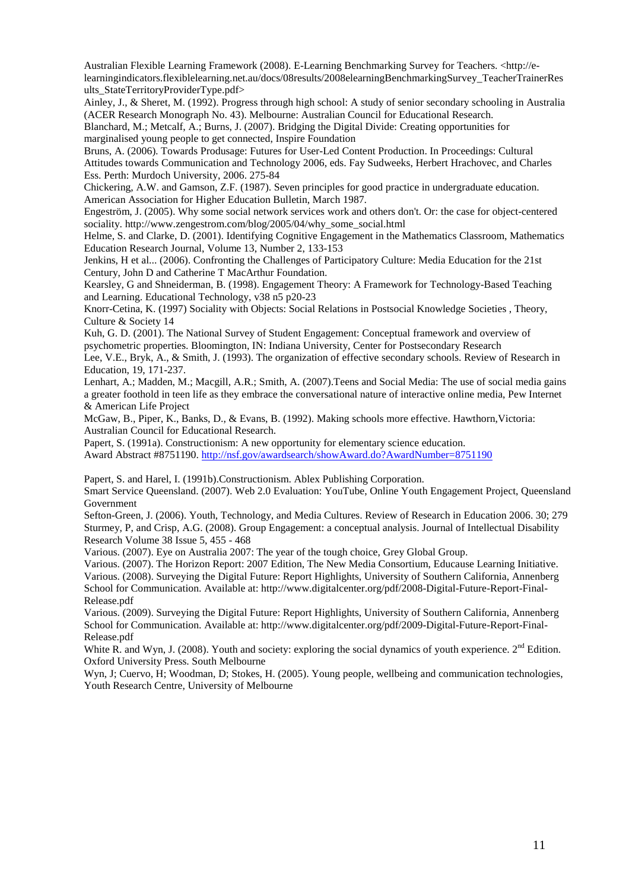Australian Flexible Learning Framework (2008). E-Learning Benchmarking Survey for Teachers. <http://e-learningindicators.flexiblelearning.net.au/docs/08results/2008elearningBenchmarkingSurvey_TeacherTrainerResults_StateTerritoryProviderType.pdf>

Ainley, J., & Sheret, M. (1992). Progress through high school: A study of senior secondary schooling in Australia (ACER Research Monograph No. 43). Melbourne: Australian Council for Educational Research.

Blanchard, M.; Metcalf, A.; Burns, J. (2007). Bridging the Digital Divide: Creating opportunities for marginalised young people to get connected, Inspire Foundation

Bruns, A. (2006). Towards Produsage: Futures for User-Led Content Production. In Proceedings: Cultural Attitudes towards Communication and Technology 2006, eds. Fay Sudweeks, Herbert Hrachovec, and Charles Ess. Perth: Murdoch University, 2006. 275-84

Chickering, A.W. and Gamson, Z.F. (1987). Seven principles for good practice in undergraduate education. American Association for Higher Education Bulletin, March 1987.

Engeström, J. (2005). Why some social network services work and others don't. Or: the case for object-centered sociality. http://www.zengestrom.com/blog/2005/04/why_some_social.html

Helme, S. and Clarke, D. (2001). Identifying Cognitive Engagement in the Mathematics Classroom, Mathematics Education Research Journal, Volume 13, Number 2, 133-153

Jenkins, H et al... (2006). Confronting the Challenges of Participatory Culture: Media Education for the 21st Century, John D and Catherine T MacArthur Foundation.

Kearsley, G and Shneiderman, B. (1998). Engagement Theory: A Framework for Technology-Based Teaching and Learning. Educational Technology, v38 n5 p20-23

Knorr-Cetina, K. (1997) Sociality with Objects: Social Relations in Postsocial Knowledge Societies , Theory, Culture & Society 14

Kuh, G. D. (2001). The National Survey of Student Engagement: Conceptual framework and overview of psychometric properties. Bloomington, IN: Indiana University, Center for Postsecondary Research

Lee, V.E., Bryk, A., & Smith, J. (1993). The organization of effective secondary schools. Review of Research in Education, 19, 171-237.

Lenhart, A.; Madden, M.; Macgill, A.R.; Smith, A. (2007).Teens and Social Media: The use of social media gains a greater foothold in teen life as they embrace the conversational nature of interactive online media, Pew Internet & American Life Project

McGaw, B., Piper, K., Banks, D., & Evans, B. (1992). Making schools more effective. Hawthorn,Victoria: Australian Council for Educational Research.

Papert, S. (1991a). Constructionism: A new opportunity for elementary science education. Award Abstract #8751190. http://nsf.gov/awardsearch/showAward.do?AwardNumber=8751190

Papert, S. and Harel, I. (1991b).Constructionism. Ablex Publishing Corporation.

Smart Service Queensland. (2007). Web 2.0 Evaluation: YouTube, Online Youth Engagement Project, Queensland Government

Sefton-Green, J. (2006). Youth, Technology, and Media Cultures. Review of Research in Education 2006. 30; 279

Sturmey, P, and Crisp, A.G. (2008). Group Engagement: a conceptual analysis. Journal of Intellectual Disability Research Volume 38 Issue 5, 455 - 468

Various. (2007). Eye on Australia 2007: The year of the tough choice, Grey Global Group.

Various. (2007). The Horizon Report: 2007 Edition, The New Media Consortium, Educause Learning Initiative.

Various. (2008). Surveying the Digital Future: Report Highlights, University of Southern California, Annenberg School for Communication. Available at: http://www.digitalcenter.org/pdf/2008-Digital-Future-Report-Final-Release.pdf

Various. (2009). Surveying the Digital Future: Report Highlights, University of Southern California, Annenberg School for Communication. Available at: http://www.digitalcenter.org/pdf/2009-Digital-Future-Report-Final-Release.pdf

White R. and Wyn, J. (2008). Youth and society: exploring the social dynamics of youth experience. 2nd Edition. Oxford University Press. South Melbourne

Wyn, J; Cuervo, H; Woodman, D; Stokes, H. (2005). Young people, wellbeing and communication technologies, Youth Research Centre, University of Melbourne